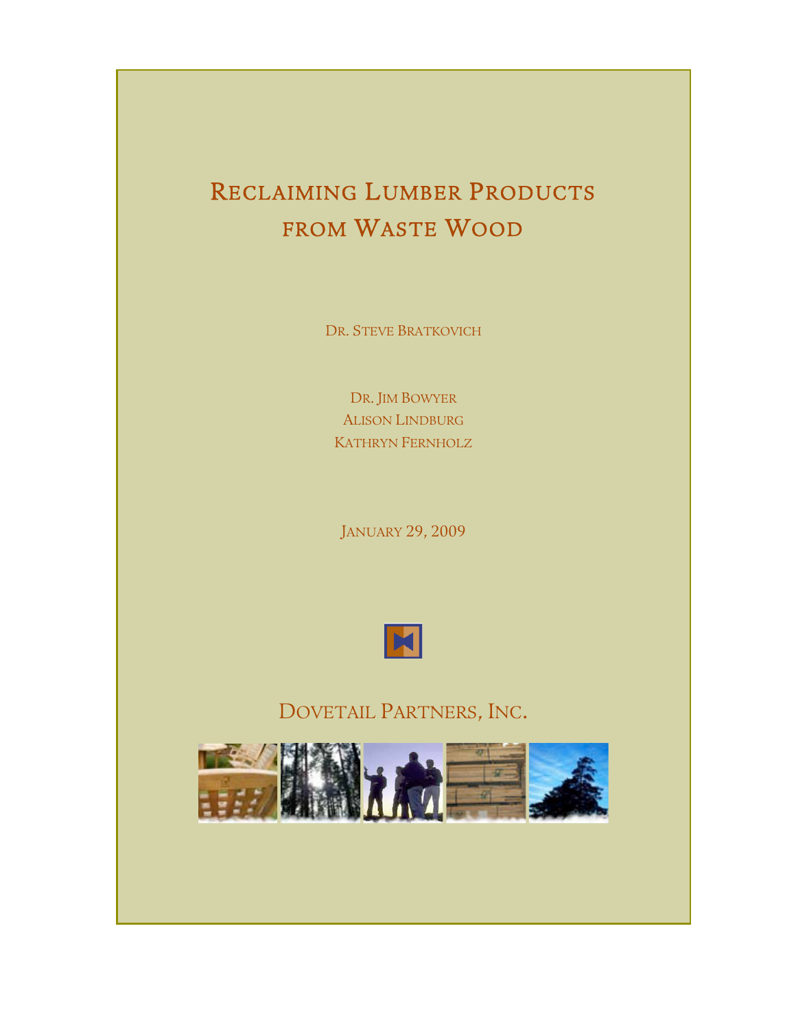# Reclaiming Lumber Products from Waste Wood

Dr. Steve Bratkovich

Dr. Jim Bowyer
Alison Lindburg
Kathryn Fernholz

January 29, 2009

Dovetail Partners, Inc.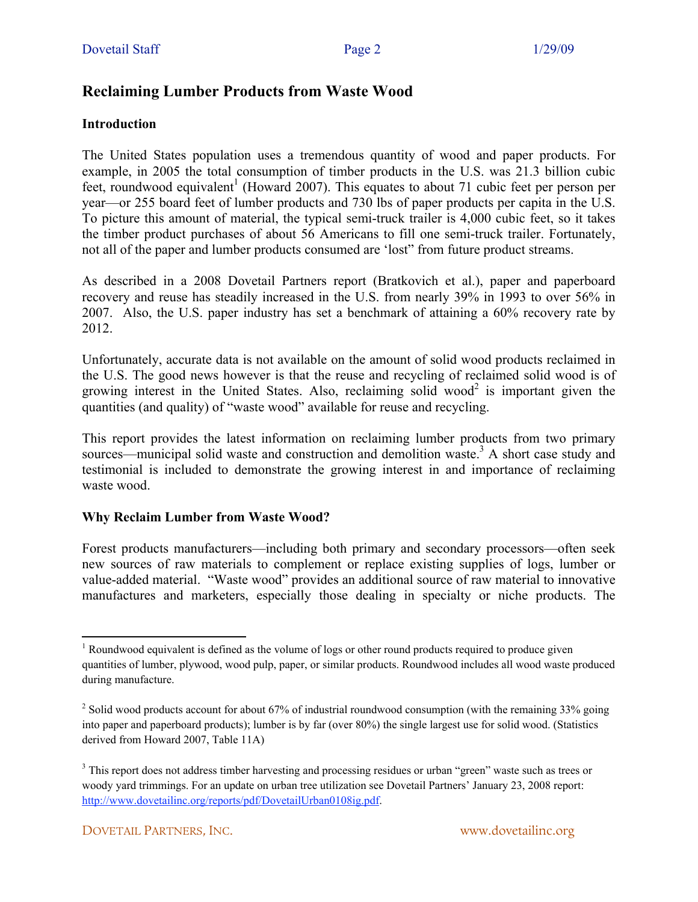## Reclaiming Lumber Products from Waste Wood

### Introduction

The United States population uses a tremendous quantity of wood and paper products. For example, in 2005 the total consumption of timber products in the U.S. was 21.3 billion cubic feet, roundwood equivalent[1] (Howard 2007). This equates to about 71 cubic feet per person per year—or 255 board feet of lumber products and 730 lbs of paper products per capita in the U.S. To picture this amount of material, the typical semi-truck trailer is 4,000 cubic feet, so it takes the timber product purchases of about 56 Americans to fill one semi-truck trailer. Fortunately, not all of the paper and lumber products consumed are 'lost" from future product streams.

As described in a 2008 Dovetail Partners report (Bratkovich et al.), paper and paperboard recovery and reuse has steadily increased in the U.S. from nearly 39% in 1993 to over 56% in 2007. Also, the U.S. paper industry has set a benchmark of attaining a 60% recovery rate by 2012.

Unfortunately, accurate data is not available on the amount of solid wood products reclaimed in the U.S. The good news however is that the reuse and recycling of reclaimed solid wood is of growing interest in the United States. Also, reclaiming solid wood[2] is important given the quantities (and quality) of "waste wood" available for reuse and recycling.

This report provides the latest information on reclaiming lumber products from two primary sources—municipal solid waste and construction and demolition waste.[3] A short case study and testimonial is included to demonstrate the growing interest in and importance of reclaiming waste wood.

### Why Reclaim Lumber from Waste Wood?

Forest products manufacturers—including both primary and secondary processors—often seek new sources of raw materials to complement or replace existing supplies of logs, lumber or value-added material. "Waste wood" provides an additional source of raw material to innovative manufactures and marketers, especially those dealing in specialty or niche products. The

---

[1] Roundwood equivalent is defined as the volume of logs or other round products required to produce given quantities of lumber, plywood, wood pulp, paper, or similar products. Roundwood includes all wood waste produced during manufacture.

[2] Solid wood products account for about 67% of industrial roundwood consumption (with the remaining 33% going into paper and paperboard products); lumber is by far (over 80%) the single largest use for solid wood. (Statistics derived from Howard 2007, Table 11A)

[3] This report does not address timber harvesting and processing residues or urban "green" waste such as trees or woody yard trimmings. For an update on urban tree utilization see Dovetail Partners' January 23, 2008 report: http://www.dovetailinc.org/reports/pdf/DovetailUrban0108ig.pdf.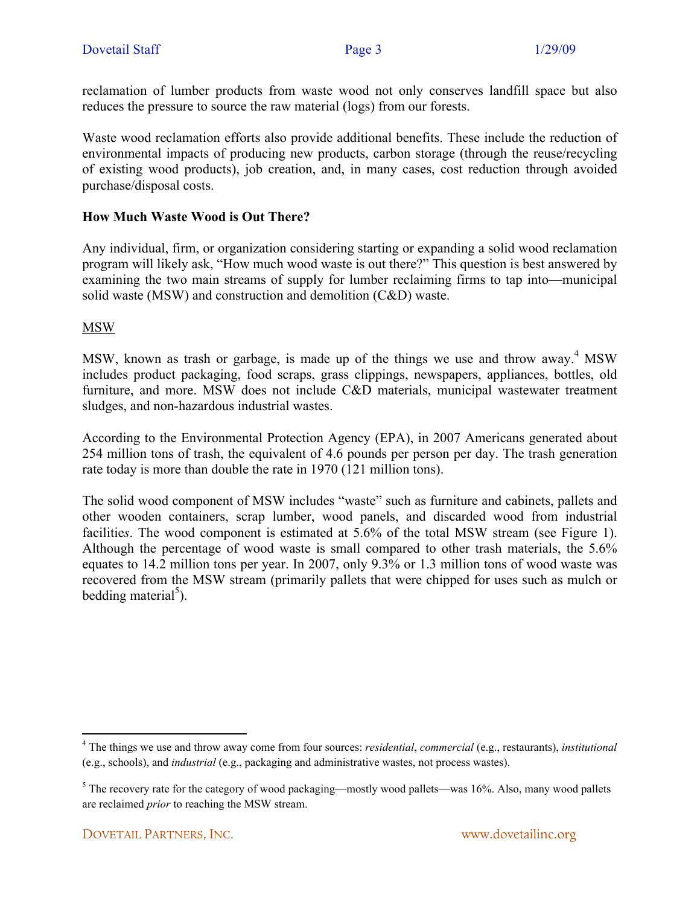reclamation of lumber products from waste wood not only conserves landfill space but also reduces the pressure to source the raw material (logs) from our forests.

Waste wood reclamation efforts also provide additional benefits. These include the reduction of environmental impacts of producing new products, carbon storage (through the reuse/recycling of existing wood products), job creation, and, in many cases, cost reduction through avoided purchase/disposal costs.

**How Much Waste Wood is Out There?**

Any individual, firm, or organization considering starting or expanding a solid wood reclamation program will likely ask, "How much wood waste is out there?" This question is best answered by examining the two main streams of supply for lumber reclaiming firms to tap into—municipal solid waste (MSW) and construction and demolition (C&D) waste.

<u>MSW</u>

MSW, known as trash or garbage, is made up of the things we use and throw away.[4] MSW includes product packaging, food scraps, grass clippings, newspapers, appliances, bottles, old furniture, and more. MSW does not include C&D materials, municipal wastewater treatment sludges, and non-hazardous industrial wastes.

According to the Environmental Protection Agency (EPA), in 2007 Americans generated about 254 million tons of trash, the equivalent of 4.6 pounds per person per day. The trash generation rate today is more than double the rate in 1970 (121 million tons).

The solid wood component of MSW includes "waste" such as furniture and cabinets, pallets and other wooden containers, scrap lumber, wood panels, and discarded wood from industrial facilitie*s*. The wood component is estimated at 5.6% of the total MSW stream (see Figure 1). Although the percentage of wood waste is small compared to other trash materials, the 5.6% equates to 14.2 million tons per year. In 2007, only 9.3% or 1.3 million tons of wood waste was recovered from the MSW stream (primarily pallets that were chipped for uses such as mulch or bedding material[5]).

---

[4] The things we use and throw away come from four sources: *residential*, *commercial* (e.g., restaurants), *institutional* (e.g., schools), and *industrial* (e.g., packaging and administrative wastes, not process wastes).

[5] The recovery rate for the category of wood packaging—mostly wood pallets—was 16%. Also, many wood pallets are reclaimed *prior* to reaching the MSW stream.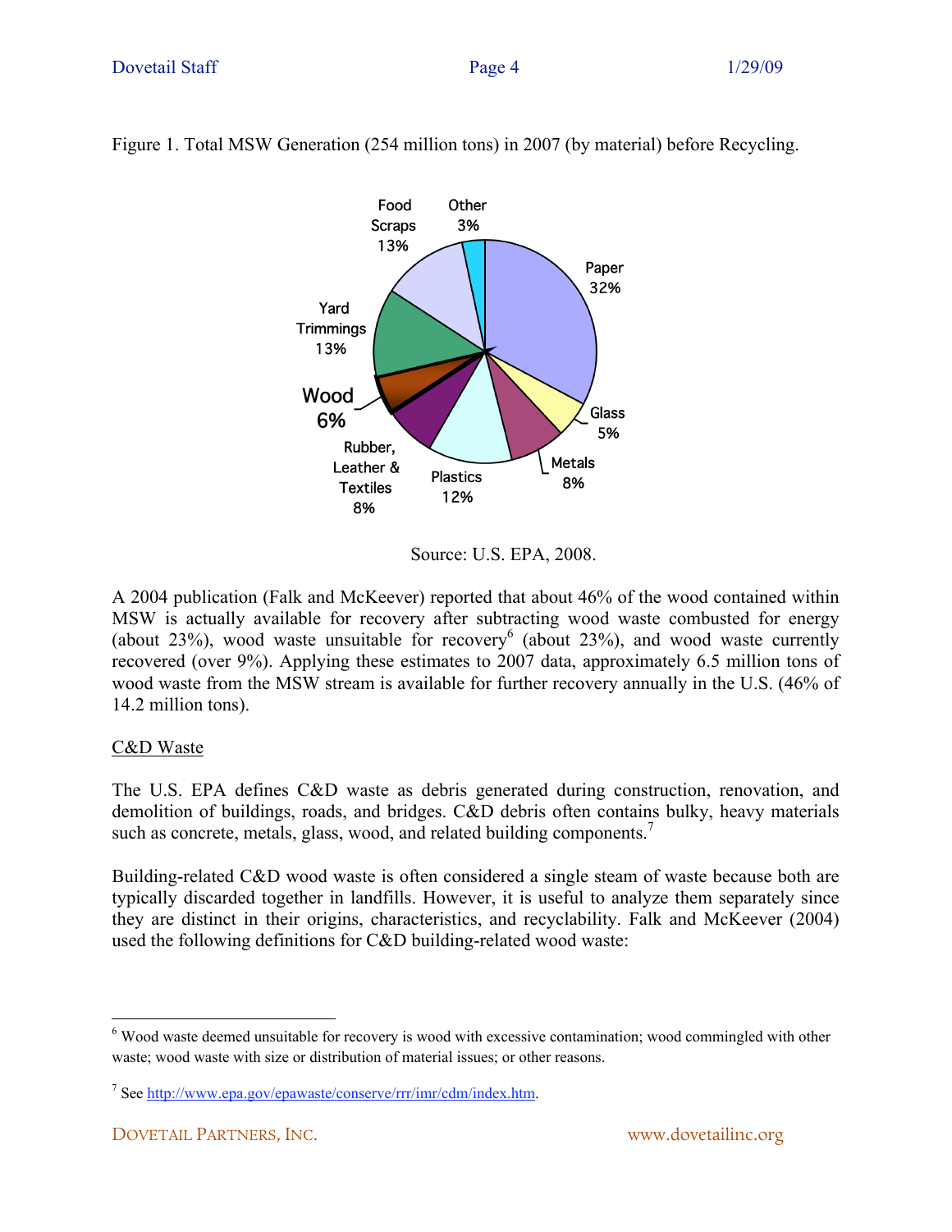Figure 1. Total MSW Generation (254 million tons) in 2007 (by material) before Recycling.

Source: U.S. EPA, 2008.

A 2004 publication (Falk and McKeever) reported that about 46% of the wood contained within MSW is actually available for recovery after subtracting wood waste combusted for energy (about 23%), wood waste unsuitable for recovery[6] (about 23%), and wood waste currently recovered (over 9%). Applying these estimates to 2007 data, approximately 6.5 million tons of wood waste from the MSW stream is available for further recovery annually in the U.S. (46% of 14.2 million tons).

## C&D Waste

The U.S. EPA defines C&D waste as debris generated during construction, renovation, and demolition of buildings, roads, and bridges. C&D debris often contains bulky, heavy materials such as concrete, metals, glass, wood, and related building components.[7]

Building-related C&D wood waste is often considered a single steam of waste because both are typically discarded together in landfills. However, it is useful to analyze them separately since they are distinct in their origins, characteristics, and recyclability. Falk and McKeever (2004) used the following definitions for C&D building-related wood waste:

---

[6] Wood waste deemed unsuitable for recovery is wood with excessive contamination; wood commingled with other waste; wood waste with size or distribution of material issues; or other reasons.

[7] See http://www.epa.gov/epawaste/conserve/rrr/imr/cdm/index.htm.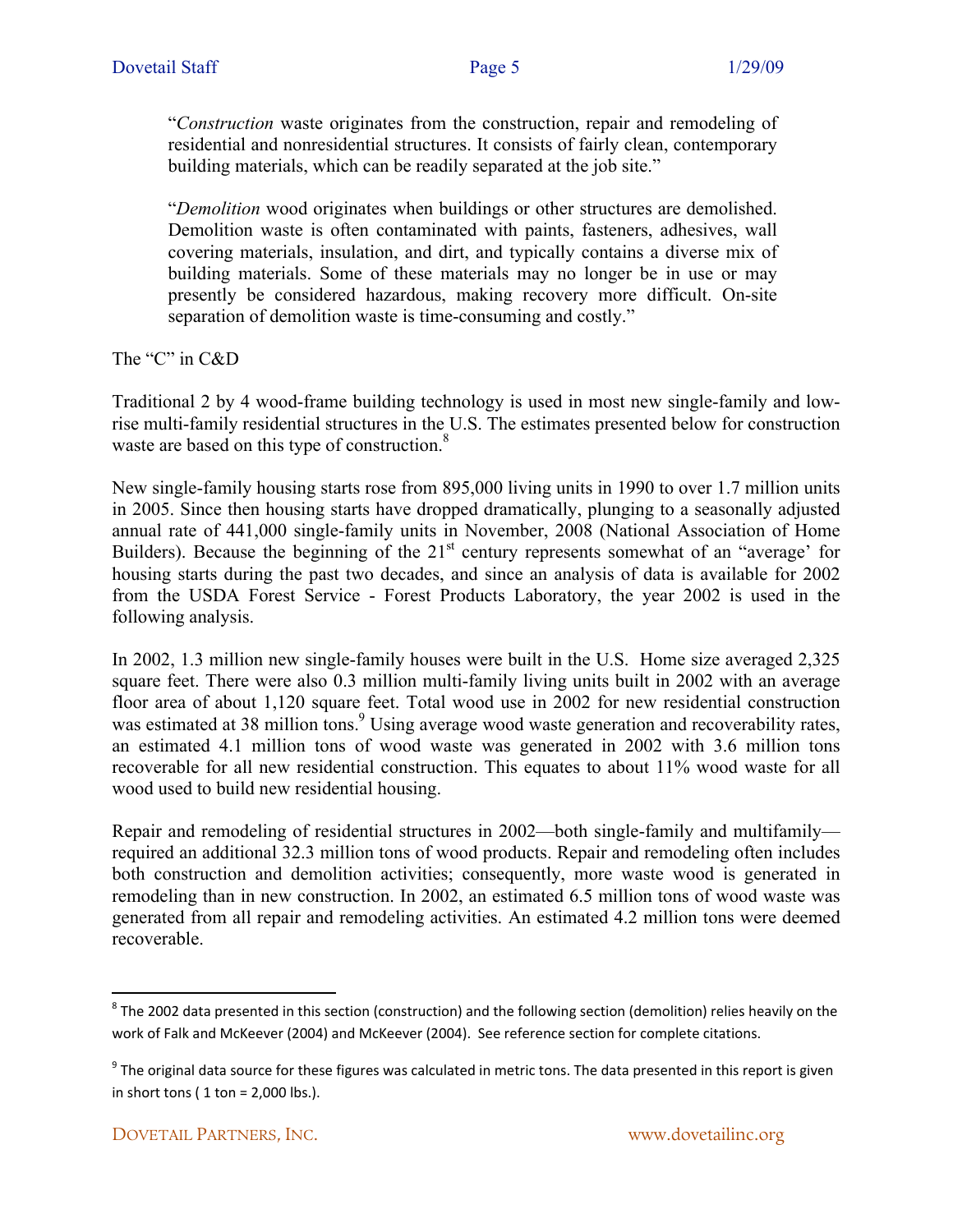"*Construction* waste originates from the construction, repair and remodeling of residential and nonresidential structures. It consists of fairly clean, contemporary building materials, which can be readily separated at the job site."

"*Demolition* wood originates when buildings or other structures are demolished. Demolition waste is often contaminated with paints, fasteners, adhesives, wall covering materials, insulation, and dirt, and typically contains a diverse mix of building materials. Some of these materials may no longer be in use or may presently be considered hazardous, making recovery more difficult. On-site separation of demolition waste is time-consuming and costly."

The "C" in C&D

Traditional 2 by 4 wood-frame building technology is used in most new single-family and low-rise multi-family residential structures in the U.S. The estimates presented below for construction waste are based on this type of construction.[8]

New single-family housing starts rose from 895,000 living units in 1990 to over 1.7 million units in 2005. Since then housing starts have dropped dramatically, plunging to a seasonally adjusted annual rate of 441,000 single-family units in November, 2008 (National Association of Home Builders). Because the beginning of the 21st century represents somewhat of an "average' for housing starts during the past two decades, and since an analysis of data is available for 2002 from the USDA Forest Service - Forest Products Laboratory, the year 2002 is used in the following analysis.

In 2002, 1.3 million new single-family houses were built in the U.S. Home size averaged 2,325 square feet. There were also 0.3 million multi-family living units built in 2002 with an average floor area of about 1,120 square feet. Total wood use in 2002 for new residential construction was estimated at 38 million tons.[9] Using average wood waste generation and recoverability rates, an estimated 4.1 million tons of wood waste was generated in 2002 with 3.6 million tons recoverable for all new residential construction. This equates to about 11% wood waste for all wood used to build new residential housing.

Repair and remodeling of residential structures in 2002—both single-family and multifamily—required an additional 32.3 million tons of wood products. Repair and remodeling often includes both construction and demolition activities; consequently, more waste wood is generated in remodeling than in new construction. In 2002, an estimated 6.5 million tons of wood waste was generated from all repair and remodeling activities. An estimated 4.2 million tons were deemed recoverable.

---

[8] The 2002 data presented in this section (construction) and the following section (demolition) relies heavily on the work of Falk and McKeever (2004) and McKeever (2004). See reference section for complete citations.

[9] The original data source for these figures was calculated in metric tons. The data presented in this report is given in short tons ( 1 ton = 2,000 lbs.).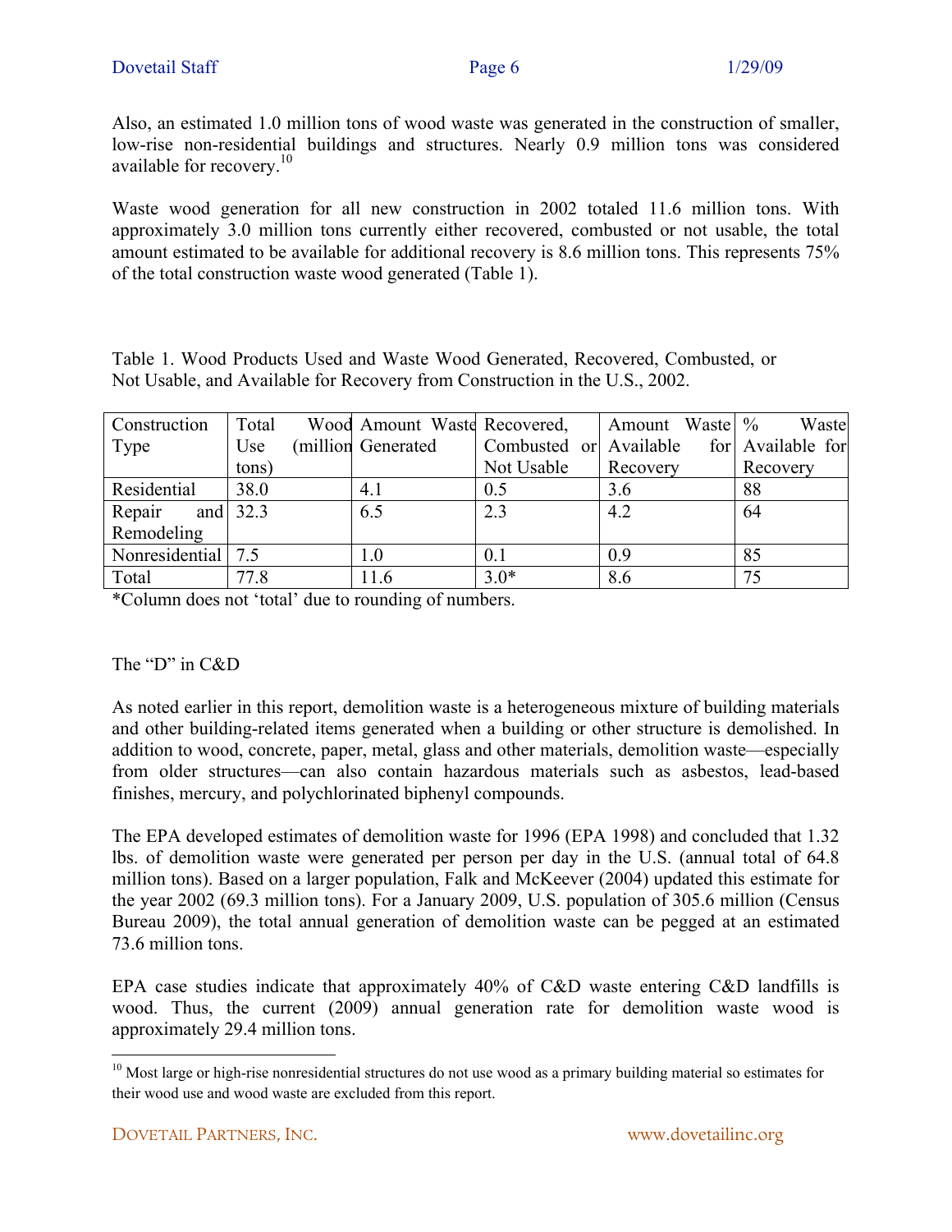Also, an estimated 1.0 million tons of wood waste was generated in the construction of smaller, low-rise non-residential buildings and structures. Nearly 0.9 million tons was considered available for recovery.[10]

Waste wood generation for all new construction in 2002 totaled 11.6 million tons. With approximately 3.0 million tons currently either recovered, combusted or not usable, the total amount estimated to be available for additional recovery is 8.6 million tons. This represents 75% of the total construction waste wood generated (Table 1).

Table 1. Wood Products Used and Waste Wood Generated, Recovered, Combusted, or Not Usable, and Available for Recovery from Construction in the U.S., 2002.

| Construction Type | Total Wood Use (million tons) | Amount Waste Generated | Recovered, Combusted or Not Usable | Amount Waste Available for Recovery | % Waste Available for Recovery |
|---|---|---|---|---|---|
| Residential | 38.0 | 4.1 | 0.5 | 3.6 | 88 |
| Repair and Remodeling | 32.3 | 6.5 | 2.3 | 4.2 | 64 |
| Nonresidential | 7.5 | 1.0 | 0.1 | 0.9 | 85 |
| Total | 77.8 | 11.6 | 3.0* | 8.6 | 75 |

*Column does not 'total' due to rounding of numbers.

## The "D" in C&D

As noted earlier in this report, demolition waste is a heterogeneous mixture of building materials and other building-related items generated when a building or other structure is demolished. In addition to wood, concrete, paper, metal, glass and other materials, demolition waste—especially from older structures—can also contain hazardous materials such as asbestos, lead-based finishes, mercury, and polychlorinated biphenyl compounds.

The EPA developed estimates of demolition waste for 1996 (EPA 1998) and concluded that 1.32 lbs. of demolition waste were generated per person per day in the U.S. (annual total of 64.8 million tons). Based on a larger population, Falk and McKeever (2004) updated this estimate for the year 2002 (69.3 million tons). For a January 2009, U.S. population of 305.6 million (Census Bureau 2009), the total annual generation of demolition waste can be pegged at an estimated 73.6 million tons.

EPA case studies indicate that approximately 40% of C&D waste entering C&D landfills is wood. Thus, the current (2009) annual generation rate for demolition waste wood is approximately 29.4 million tons.

---

[10] Most large or high-rise nonresidential structures do not use wood as a primary building material so estimates for their wood use and wood waste are excluded from this report.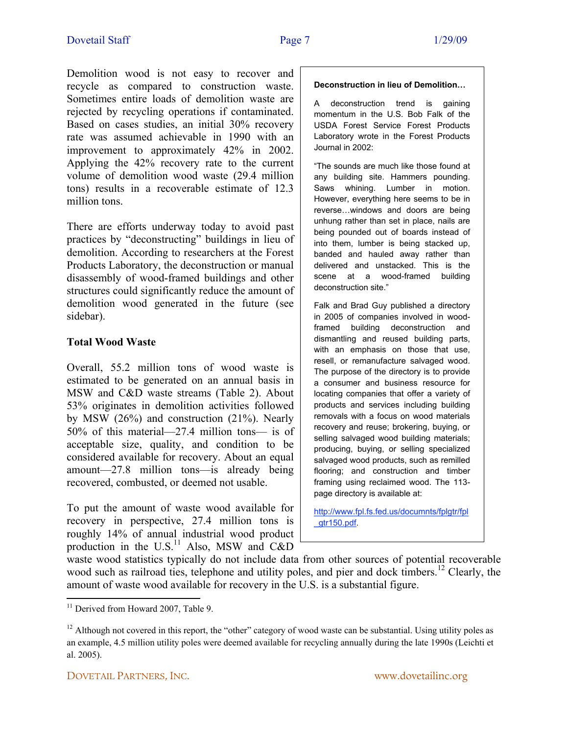Demolition wood is not easy to recover and recycle as compared to construction waste. Sometimes entire loads of demolition waste are rejected by recycling operations if contaminated. Based on cases studies, an initial 30% recovery rate was assumed achievable in 1990 with an improvement to approximately 42% in 2002. Applying the 42% recovery rate to the current volume of demolition wood waste (29.4 million tons) results in a recoverable estimate of 12.3 million tons.

There are efforts underway today to avoid past practices by "deconstructing" buildings in lieu of demolition. According to researchers at the Forest Products Laboratory, the deconstruction or manual disassembly of wood-framed buildings and other structures could significantly reduce the amount of demolition wood generated in the future (see sidebar).

## Total Wood Waste

Overall, 55.2 million tons of wood waste is estimated to be generated on an annual basis in MSW and C&D waste streams (Table 2). About 53% originates in demolition activities followed by MSW (26%) and construction (21%). Nearly 50% of this material—27.4 million tons— is of acceptable size, quality, and condition to be considered available for recovery. About an equal amount—27.8 million tons—is already being recovered, combusted, or deemed not usable.

To put the amount of waste wood available for recovery in perspective, 27.4 million tons is roughly 14% of annual industrial wood product production in the U.S.[11] Also, MSW and C&D waste wood statistics typically do not include data from other sources of potential recoverable wood such as railroad ties, telephone and utility poles, and pier and dock timbers.[12] Clearly, the amount of waste wood available for recovery in the U.S. is a substantial figure.

> **Deconstruction in lieu of Demolition…**
>
> A deconstruction trend is gaining momentum in the U.S. Bob Falk of the USDA Forest Service Forest Products Laboratory wrote in the Forest Products Journal in 2002:
>
> "The sounds are much like those found at any building site. Hammers pounding. Saws whining. Lumber in motion. However, everything here seems to be in reverse…windows and doors are being unhung rather than set in place, nails are being pounded out of boards instead of into them, lumber is being stacked up, banded and hauled away rather than delivered and unstacked. This is the scene at a wood-framed building deconstruction site."
>
> Falk and Brad Guy published a directory in 2005 of companies involved in wood-framed building deconstruction and dismantling and reused building parts, with an emphasis on those that use, resell, or remanufacture salvaged wood. The purpose of the directory is to provide a consumer and business resource for locating companies that offer a variety of products and services including building removals with a focus on wood materials recovery and reuse; brokering, buying, or selling salvaged wood building materials; producing, buying, or selling specialized salvaged wood products, such as remilled flooring; and construction and timber framing using reclaimed wood. The 113-page directory is available at:
>
> http://www.fpl.fs.fed.us/documnts/fplgtr/fpl_gtr150.pdf.

[11] Derived from Howard 2007, Table 9.

[12] Although not covered in this report, the "other" category of wood waste can be substantial. Using utility poles as an example, 4.5 million utility poles were deemed available for recycling annually during the late 1990s (Leichti et al. 2005).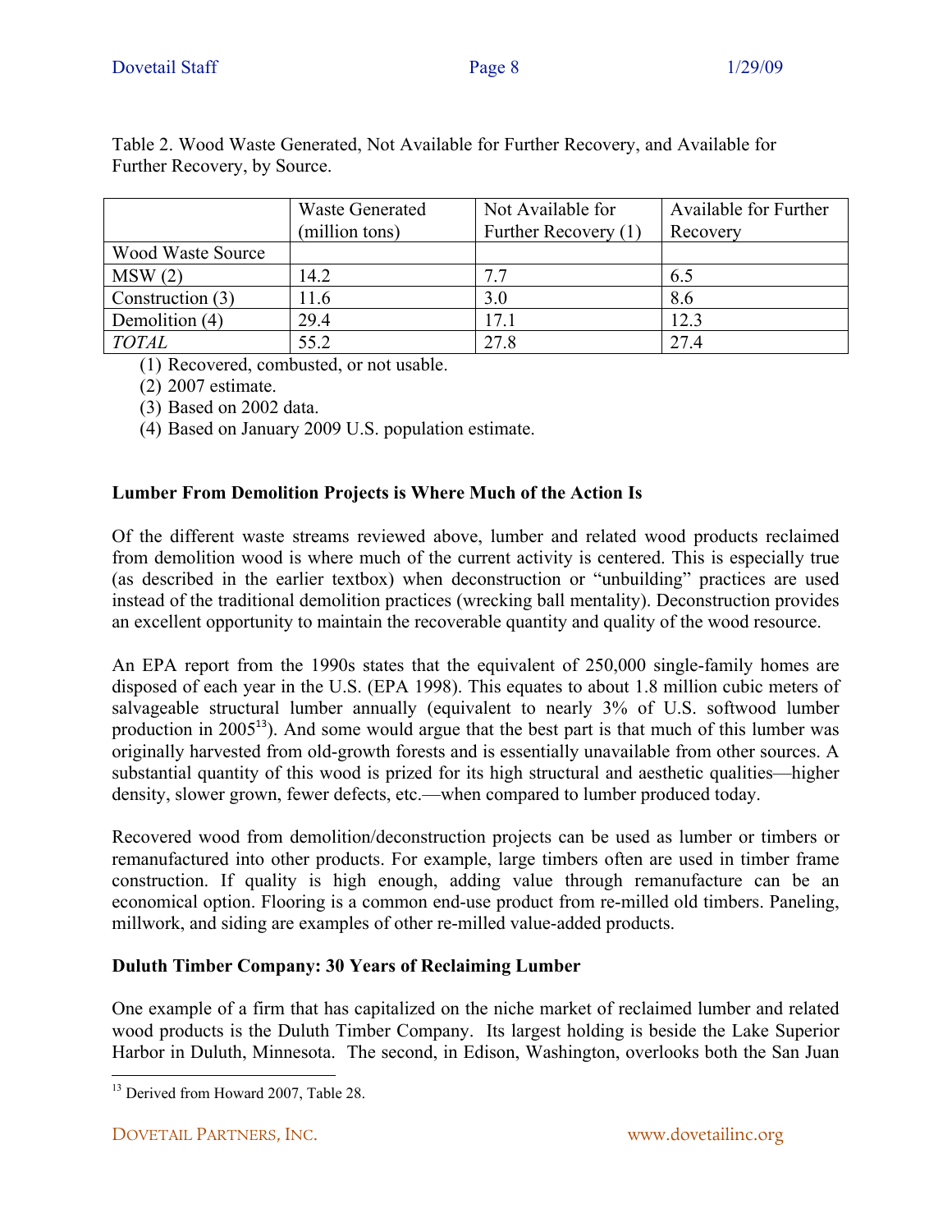Table 2. Wood Waste Generated, Not Available for Further Recovery, and Available for Further Recovery, by Source.

| | Waste Generated (million tons) | Not Available for Further Recovery (1) | Available for Further Recovery |
|---|---|---|---|
| Wood Waste Source | | | |
| MSW (2) | 14.2 | 7.7 | 6.5 |
| Construction (3) | 11.6 | 3.0 | 8.6 |
| Demolition (4) | 29.4 | 17.1 | 12.3 |
| *TOTAL* | 55.2 | 27.8 | 27.4 |

(1) Recovered, combusted, or not usable.
(2) 2007 estimate.
(3) Based on 2002 data.
(4) Based on January 2009 U.S. population estimate.

**Lumber From Demolition Projects is Where Much of the Action Is**

Of the different waste streams reviewed above, lumber and related wood products reclaimed from demolition wood is where much of the current activity is centered. This is especially true (as described in the earlier textbox) when deconstruction or "unbuilding" practices are used instead of the traditional demolition practices (wrecking ball mentality). Deconstruction provides an excellent opportunity to maintain the recoverable quantity and quality of the wood resource.

An EPA report from the 1990s states that the equivalent of 250,000 single-family homes are disposed of each year in the U.S. (EPA 1998). This equates to about 1.8 million cubic meters of salvageable structural lumber annually (equivalent to nearly 3% of U.S. softwood lumber production in 2005[13]). And some would argue that the best part is that much of this lumber was originally harvested from old-growth forests and is essentially unavailable from other sources. A substantial quantity of this wood is prized for its high structural and aesthetic qualities—higher density, slower grown, fewer defects, etc.—when compared to lumber produced today.

Recovered wood from demolition/deconstruction projects can be used as lumber or timbers or remanufactured into other products. For example, large timbers often are used in timber frame construction. If quality is high enough, adding value through remanufacture can be an economical option. Flooring is a common end-use product from re-milled old timbers. Paneling, millwork, and siding are examples of other re-milled value-added products.

**Duluth Timber Company: 30 Years of Reclaiming Lumber**

One example of a firm that has capitalized on the niche market of reclaimed lumber and related wood products is the Duluth Timber Company. Its largest holding is beside the Lake Superior Harbor in Duluth, Minnesota. The second, in Edison, Washington, overlooks both the San Juan

[13] Derived from Howard 2007, Table 28.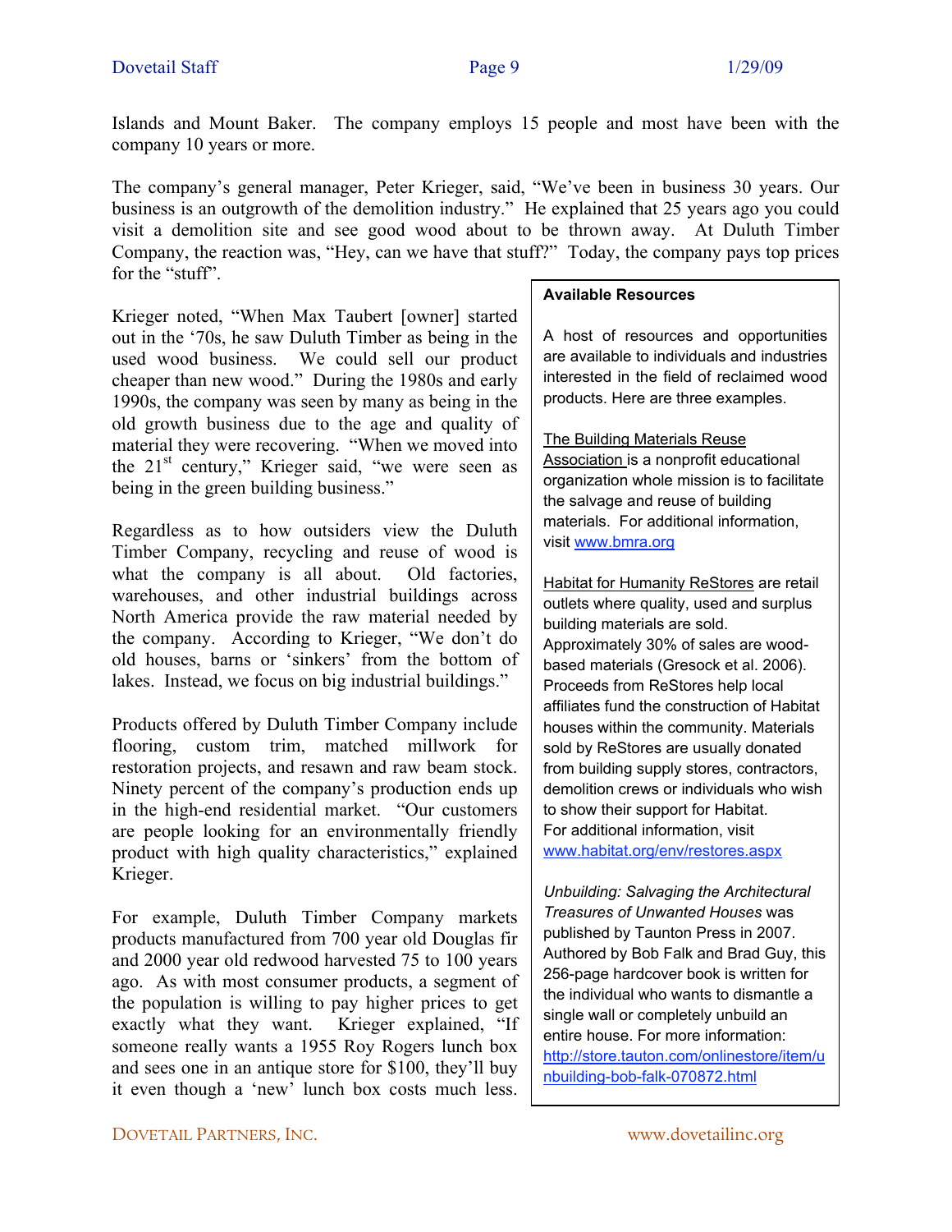Islands and Mount Baker. The company employs 15 people and most have been with the company 10 years or more.

The company's general manager, Peter Krieger, said, "We've been in business 30 years. Our business is an outgrowth of the demolition industry." He explained that 25 years ago you could visit a demolition site and see good wood about to be thrown away. At Duluth Timber Company, the reaction was, "Hey, can we have that stuff?" Today, the company pays top prices for the "stuff".

Krieger noted, "When Max Taubert [owner] started out in the '70s, he saw Duluth Timber as being in the used wood business. We could sell our product cheaper than new wood." During the 1980s and early 1990s, the company was seen by many as being in the old growth business due to the age and quality of material they were recovering. "When we moved into the 21st century," Krieger said, "we were seen as being in the green building business."

Regardless as to how outsiders view the Duluth Timber Company, recycling and reuse of wood is what the company is all about. Old factories, warehouses, and other industrial buildings across North America provide the raw material needed by the company. According to Krieger, "We don't do old houses, barns or 'sinkers' from the bottom of lakes. Instead, we focus on big industrial buildings."

Products offered by Duluth Timber Company include flooring, custom trim, matched millwork for restoration projects, and resawn and raw beam stock. Ninety percent of the company's production ends up in the high-end residential market. "Our customers are people looking for an environmentally friendly product with high quality characteristics," explained Krieger.

For example, Duluth Timber Company markets products manufactured from 700 year old Douglas fir and 2000 year old redwood harvested 75 to 100 years ago. As with most consumer products, a segment of the population is willing to pay higher prices to get exactly what they want. Krieger explained, "If someone really wants a 1955 Roy Rogers lunch box and sees one in an antique store for $100, they'll buy it even though a 'new' lunch box costs much less.

> **Available Resources**
>
> A host of resources and opportunities are available to individuals and industries interested in the field of reclaimed wood products. Here are three examples.
>
> The Building Materials Reuse Association is a nonprofit educational organization whole mission is to facilitate the salvage and reuse of building materials. For additional information, visit www.bmra.org
>
> Habitat for Humanity ReStores are retail outlets where quality, used and surplus building materials are sold. Approximately 30% of sales are wood-based materials (Gresock et al. 2006). Proceeds from ReStores help local affiliates fund the construction of Habitat houses within the community. Materials sold by ReStores are usually donated from building supply stores, contractors, demolition crews or individuals who wish to show their support for Habitat. For additional information, visit www.habitat.org/env/restores.aspx
>
> *Unbuilding: Salvaging the Architectural Treasures of Unwanted Houses* was published by Taunton Press in 2007. Authored by Bob Falk and Brad Guy, this 256-page hardcover book is written for the individual who wants to dismantle a single wall or completely unbuild an entire house. For more information: http://store.tauton.com/onlinestore/item/unbuilding-bob-falk-070872.html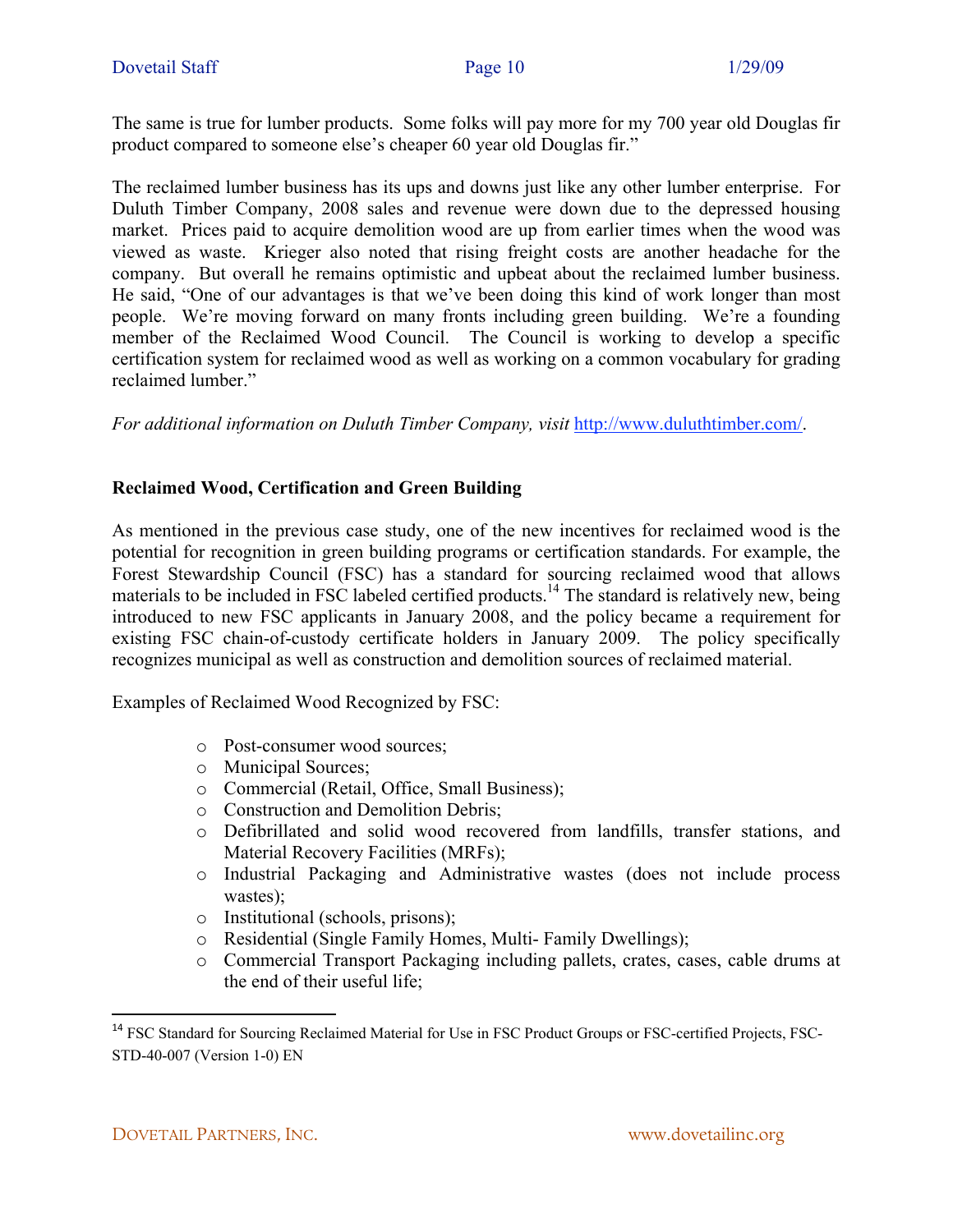The same is true for lumber products. Some folks will pay more for my 700 year old Douglas fir product compared to someone else's cheaper 60 year old Douglas fir."

The reclaimed lumber business has its ups and downs just like any other lumber enterprise. For Duluth Timber Company, 2008 sales and revenue were down due to the depressed housing market. Prices paid to acquire demolition wood are up from earlier times when the wood was viewed as waste. Krieger also noted that rising freight costs are another headache for the company. But overall he remains optimistic and upbeat about the reclaimed lumber business. He said, "One of our advantages is that we've been doing this kind of work longer than most people. We're moving forward on many fronts including green building. We're a founding member of the Reclaimed Wood Council. The Council is working to develop a specific certification system for reclaimed wood as well as working on a common vocabulary for grading reclaimed lumber."

*For additional information on Duluth Timber Company, visit* [http://www.duluthtimber.com/](http://www.duluthtimber.com/).

**Reclaimed Wood, Certification and Green Building**

As mentioned in the previous case study, one of the new incentives for reclaimed wood is the potential for recognition in green building programs or certification standards. For example, the Forest Stewardship Council (FSC) has a standard for sourcing reclaimed wood that allows materials to be included in FSC labeled certified products.[14] The standard is relatively new, being introduced to new FSC applicants in January 2008, and the policy became a requirement for existing FSC chain-of-custody certificate holders in January 2009. The policy specifically recognizes municipal as well as construction and demolition sources of reclaimed material.

Examples of Reclaimed Wood Recognized by FSC:

- Post-consumer wood sources;
- Municipal Sources;
- Commercial (Retail, Office, Small Business);
- Construction and Demolition Debris;
- Defibrillated and solid wood recovered from landfills, transfer stations, and Material Recovery Facilities (MRFs);
- Industrial Packaging and Administrative wastes (does not include process wastes);
- Institutional (schools, prisons);
- Residential (Single Family Homes, Multi- Family Dwellings);
- Commercial Transport Packaging including pallets, crates, cases, cable drums at the end of their useful life;

---

[14] FSC Standard for Sourcing Reclaimed Material for Use in FSC Product Groups or FSC-certified Projects, FSC-STD-40-007 (Version 1-0) EN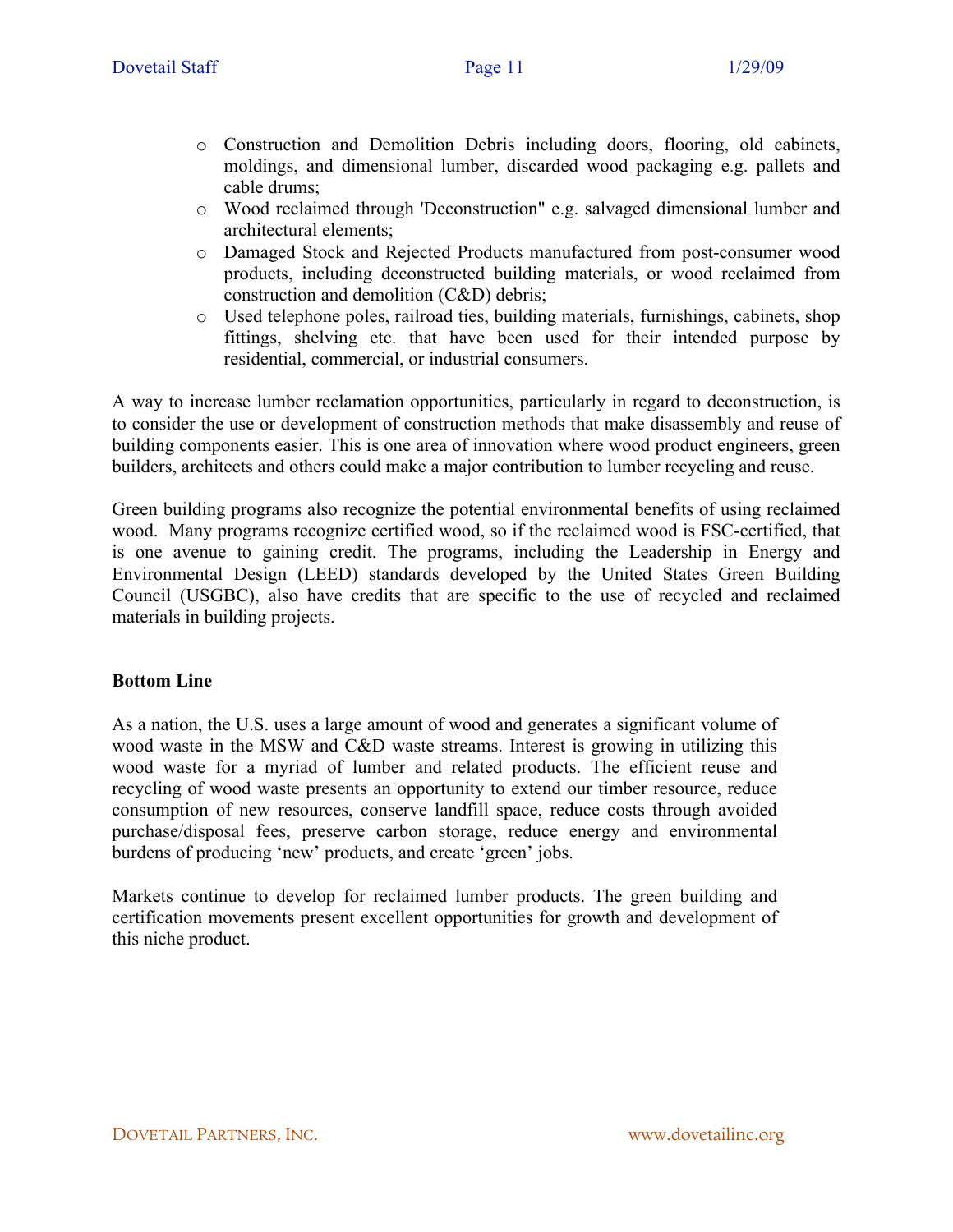- Construction and Demolition Debris including doors, flooring, old cabinets, moldings, and dimensional lumber, discarded wood packaging e.g. pallets and cable drums;
- Wood reclaimed through 'Deconstruction" e.g. salvaged dimensional lumber and architectural elements;
- Damaged Stock and Rejected Products manufactured from post-consumer wood products, including deconstructed building materials, or wood reclaimed from construction and demolition (C&D) debris;
- Used telephone poles, railroad ties, building materials, furnishings, cabinets, shop fittings, shelving etc. that have been used for their intended purpose by residential, commercial, or industrial consumers.

A way to increase lumber reclamation opportunities, particularly in regard to deconstruction, is to consider the use or development of construction methods that make disassembly and reuse of building components easier. This is one area of innovation where wood product engineers, green builders, architects and others could make a major contribution to lumber recycling and reuse.

Green building programs also recognize the potential environmental benefits of using reclaimed wood. Many programs recognize certified wood, so if the reclaimed wood is FSC-certified, that is one avenue to gaining credit. The programs, including the Leadership in Energy and Environmental Design (LEED) standards developed by the United States Green Building Council (USGBC), also have credits that are specific to the use of recycled and reclaimed materials in building projects.

## Bottom Line

As a nation, the U.S. uses a large amount of wood and generates a significant volume of wood waste in the MSW and C&D waste streams. Interest is growing in utilizing this wood waste for a myriad of lumber and related products. The efficient reuse and recycling of wood waste presents an opportunity to extend our timber resource, reduce consumption of new resources, conserve landfill space, reduce costs through avoided purchase/disposal fees, preserve carbon storage, reduce energy and environmental burdens of producing 'new' products, and create 'green' jobs.

Markets continue to develop for reclaimed lumber products. The green building and certification movements present excellent opportunities for growth and development of this niche product.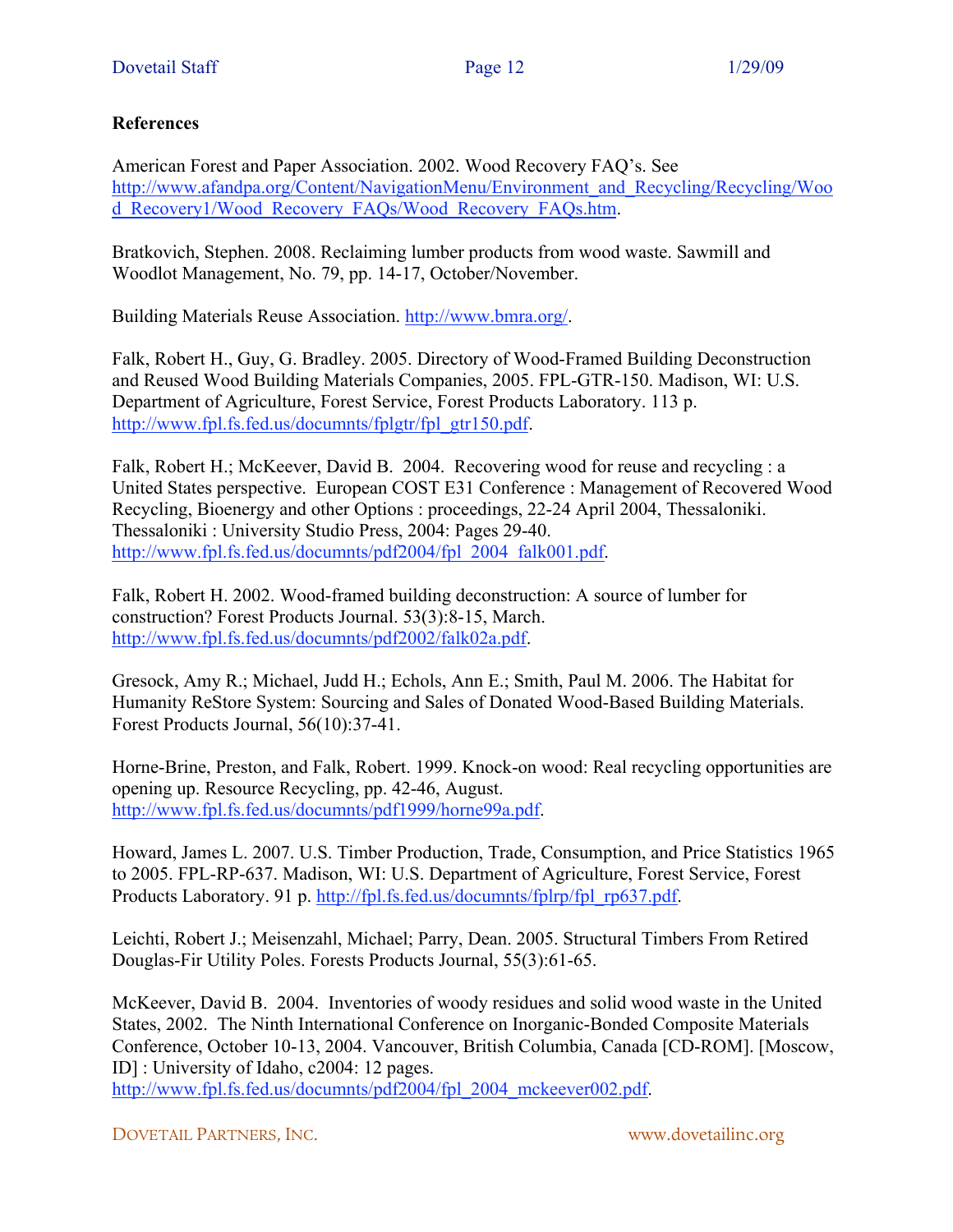**References**

American Forest and Paper Association. 2002. Wood Recovery FAQ's. See http://www.afandpa.org/Content/NavigationMenu/Environment_and_Recycling/Recycling/Wood_Recovery1/Wood_Recovery_FAQs/Wood_Recovery_FAQs.htm.

Bratkovich, Stephen. 2008. Reclaiming lumber products from wood waste. Sawmill and Woodlot Management, No. 79, pp. 14-17, October/November.

Building Materials Reuse Association. http://www.bmra.org/.

Falk, Robert H., Guy, G. Bradley. 2005. Directory of Wood-Framed Building Deconstruction and Reused Wood Building Materials Companies, 2005. FPL-GTR-150. Madison, WI: U.S. Department of Agriculture, Forest Service, Forest Products Laboratory. 113 p. http://www.fpl.fs.fed.us/documnts/fplgtr/fpl_gtr150.pdf.

Falk, Robert H.; McKeever, David B. 2004. Recovering wood for reuse and recycling : a United States perspective. European COST E31 Conference : Management of Recovered Wood Recycling, Bioenergy and other Options : proceedings, 22-24 April 2004, Thessaloniki. Thessaloniki : University Studio Press, 2004: Pages 29-40. http://www.fpl.fs.fed.us/documnts/pdf2004/fpl_2004_falk001.pdf.

Falk, Robert H. 2002. Wood-framed building deconstruction: A source of lumber for construction? Forest Products Journal. 53(3):8-15, March. http://www.fpl.fs.fed.us/documnts/pdf2002/falk02a.pdf.

Gresock, Amy R.; Michael, Judd H.; Echols, Ann E.; Smith, Paul M. 2006. The Habitat for Humanity ReStore System: Sourcing and Sales of Donated Wood-Based Building Materials. Forest Products Journal, 56(10):37-41.

Horne-Brine, Preston, and Falk, Robert. 1999. Knock-on wood: Real recycling opportunities are opening up. Resource Recycling, pp. 42-46, August. http://www.fpl.fs.fed.us/documnts/pdf1999/horne99a.pdf.

Howard, James L. 2007. U.S. Timber Production, Trade, Consumption, and Price Statistics 1965 to 2005. FPL-RP-637. Madison, WI: U.S. Department of Agriculture, Forest Service, Forest Products Laboratory. 91 p. http://fpl.fs.fed.us/documnts/fplrp/fpl_rp637.pdf.

Leichti, Robert J.; Meisenzahl, Michael; Parry, Dean. 2005. Structural Timbers From Retired Douglas-Fir Utility Poles. Forests Products Journal, 55(3):61-65.

McKeever, David B. 2004. Inventories of woody residues and solid wood waste in the United States, 2002. The Ninth International Conference on Inorganic-Bonded Composite Materials Conference, October 10-13, 2004. Vancouver, British Columbia, Canada [CD-ROM]. [Moscow, ID] : University of Idaho, c2004: 12 pages. http://www.fpl.fs.fed.us/documnts/pdf2004/fpl_2004_mckeever002.pdf.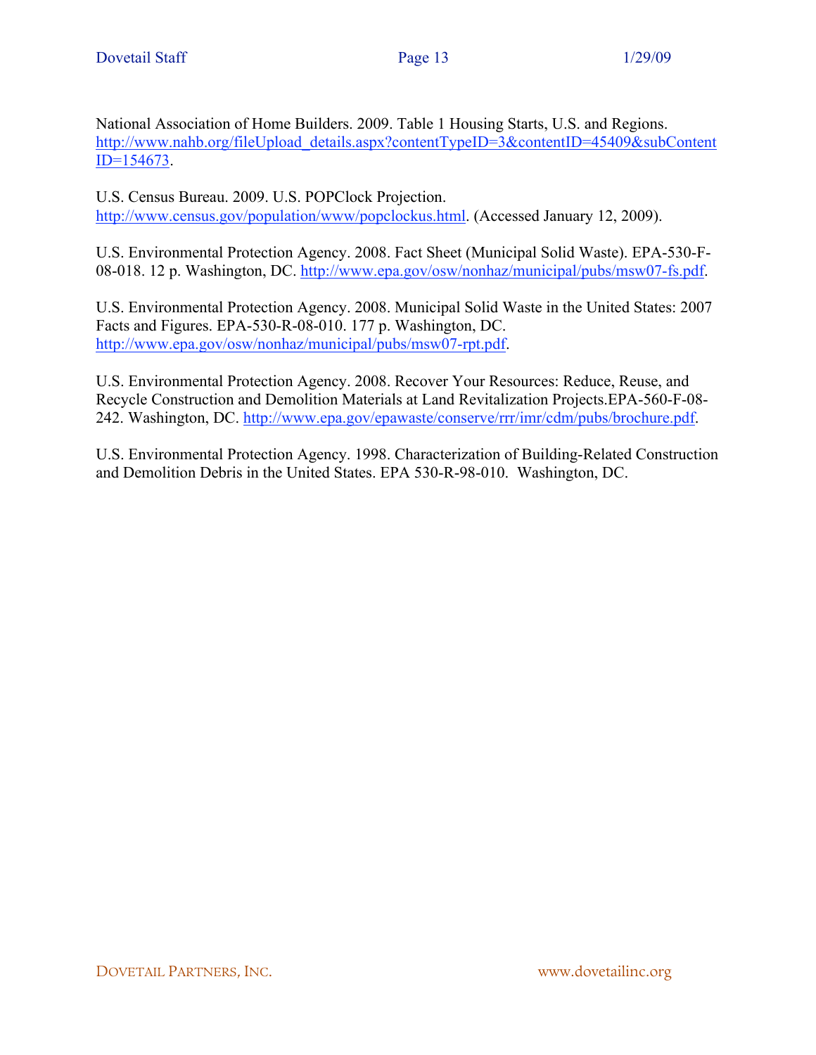National Association of Home Builders. 2009. Table 1 Housing Starts, U.S. and Regions. http://www.nahb.org/fileUpload_details.aspx?contentTypeID=3&contentID=45409&subContentID=154673.

U.S. Census Bureau. 2009. U.S. POPClock Projection. http://www.census.gov/population/www/popclockus.html. (Accessed January 12, 2009).

U.S. Environmental Protection Agency. 2008. Fact Sheet (Municipal Solid Waste). EPA-530-F-08-018. 12 p. Washington, DC. http://www.epa.gov/osw/nonhaz/municipal/pubs/msw07-fs.pdf.

U.S. Environmental Protection Agency. 2008. Municipal Solid Waste in the United States: 2007 Facts and Figures. EPA-530-R-08-010. 177 p. Washington, DC. http://www.epa.gov/osw/nonhaz/municipal/pubs/msw07-rpt.pdf.

U.S. Environmental Protection Agency. 2008. Recover Your Resources: Reduce, Reuse, and Recycle Construction and Demolition Materials at Land Revitalization Projects.EPA-560-F-08-242. Washington, DC. http://www.epa.gov/epawaste/conserve/rrr/imr/cdm/pubs/brochure.pdf.

U.S. Environmental Protection Agency. 1998. Characterization of Building-Related Construction and Demolition Debris in the United States. EPA 530-R-98-010. Washington, DC.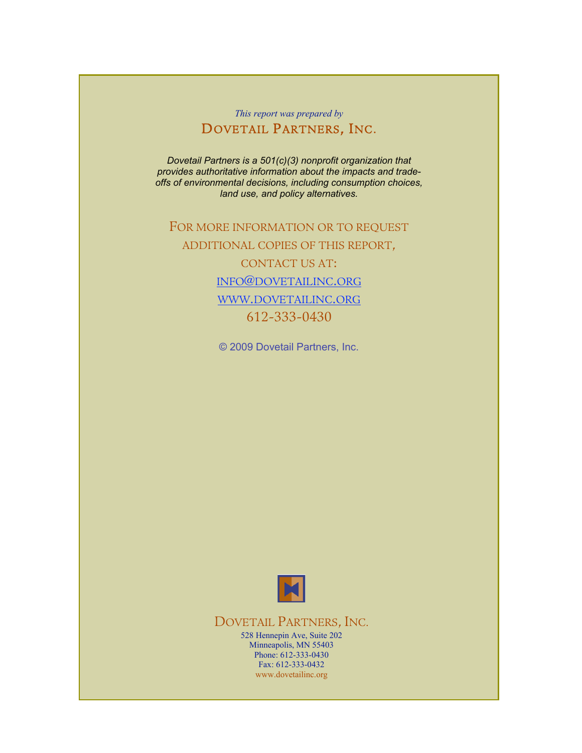*This report was prepared by*

## DOVETAIL PARTNERS, INC.

*Dovetail Partners is a 501(c)(3) nonprofit organization that provides authoritative information about the impacts and trade-offs of environmental decisions, including consumption choices, land use, and policy alternatives.*

FOR MORE INFORMATION OR TO REQUEST ADDITIONAL COPIES OF THIS REPORT, CONTACT US AT:

INFO@DOVETAILINC.ORG

WWW.DOVETAILINC.ORG

612-333-0430

© 2009 Dovetail Partners, Inc.

DOVETAIL PARTNERS, INC.

528 Hennepin Ave, Suite 202
Minneapolis, MN 55403
Phone: 612-333-0430
Fax: 612-333-0432
www.dovetailinc.org